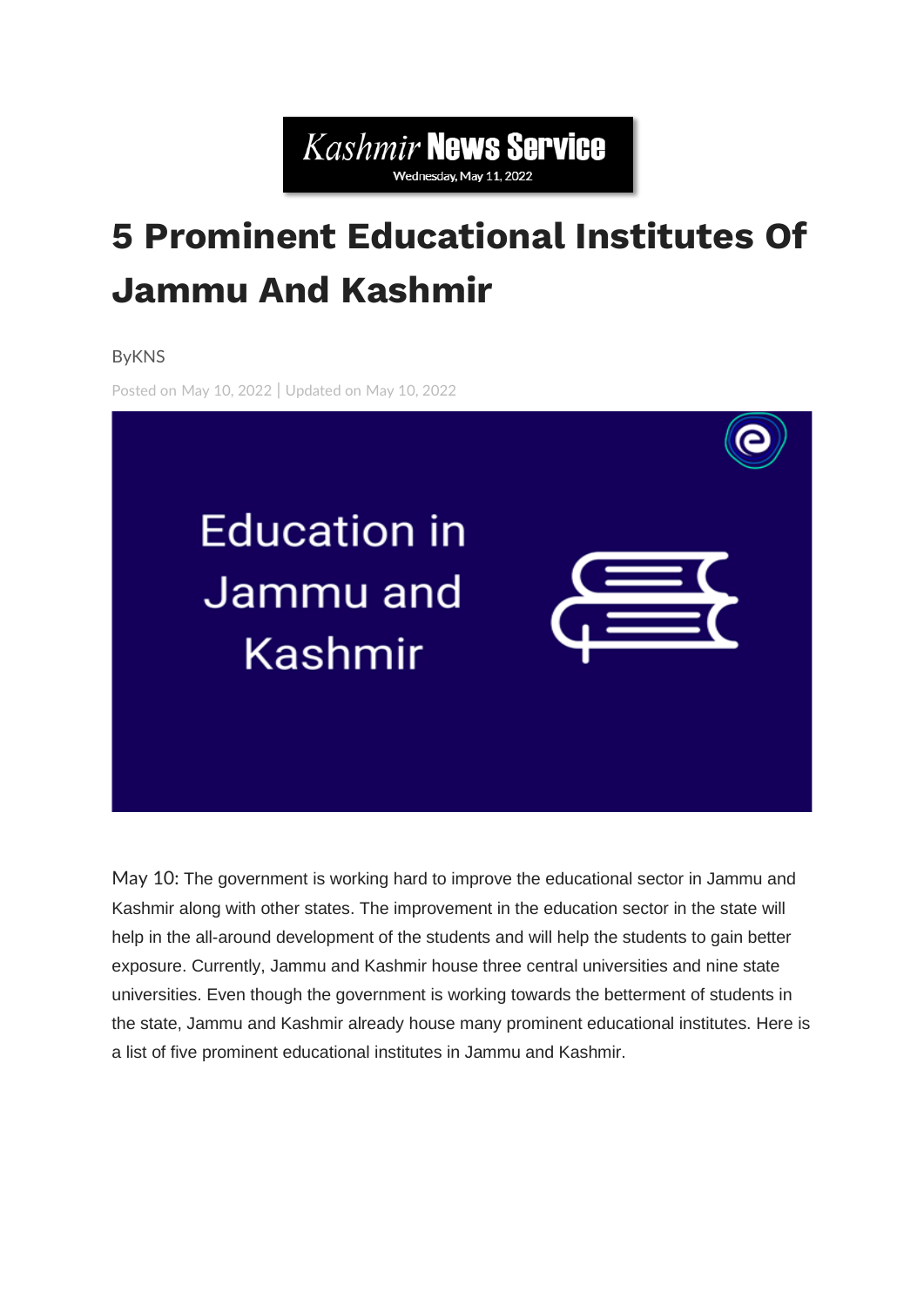Kashmir News Service
Wednesday, May 11, 2022

# 5 Prominent Educational Institutes Of Jammu And Kashmir

ByKNS

Posted on May 10, 2022 | Updated on May 10, 2022

May 10: The government is working hard to improve the educational sector in Jammu and Kashmir along with other states. The improvement in the education sector in the state will help in the all-around development of the students and will help the students to gain better exposure. Currently, Jammu and Kashmir house three central universities and nine state universities. Even though the government is working towards the betterment of students in the state, Jammu and Kashmir already house many prominent educational institutes. Here is a list of five prominent educational institutes in Jammu and Kashmir.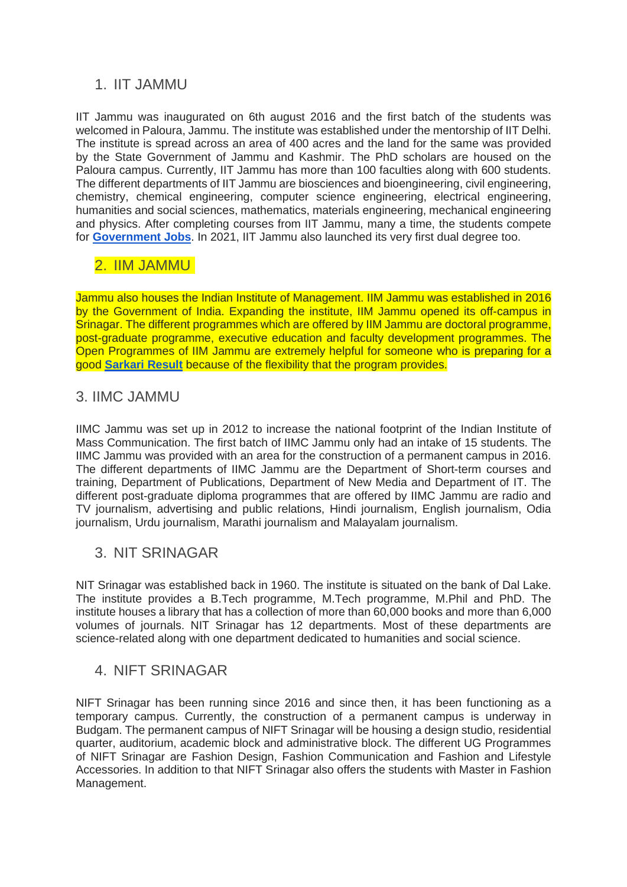## 1. IIT JAMMU

IIT Jammu was inaugurated on 6th august 2016 and the first batch of the students was welcomed in Paloura, Jammu. The institute was established under the mentorship of IIT Delhi. The institute is spread across an area of 400 acres and the land for the same was provided by the State Government of Jammu and Kashmir. The PhD scholars are housed on the Paloura campus. Currently, IIT Jammu has more than 100 faculties along with 600 students. The different departments of IIT Jammu are biosciences and bioengineering, civil engineering, chemistry, chemical engineering, computer science engineering, electrical engineering, humanities and social sciences, mathematics, materials engineering, mechanical engineering and physics. After completing courses from IIT Jammu, many a time, the students compete for **Government Jobs**. In 2021, IIT Jammu also launched its very first dual degree too.

## 2. IIM JAMMU

Jammu also houses the Indian Institute of Management. IIM Jammu was established in 2016 by the Government of India. Expanding the institute, IIM Jammu opened its off-campus in Srinagar. The different programmes which are offered by IIM Jammu are doctoral programme, post-graduate programme, executive education and faculty development programmes. The Open Programmes of IIM Jammu are extremely helpful for someone who is preparing for a good **Sarkari Result** because of the flexibility that the program provides.

## 3. IIMC JAMMU

IIMC Jammu was set up in 2012 to increase the national footprint of the Indian Institute of Mass Communication. The first batch of IIMC Jammu only had an intake of 15 students. The IIMC Jammu was provided with an area for the construction of a permanent campus in 2016. The different departments of IIMC Jammu are the Department of Short-term courses and training, Department of Publications, Department of New Media and Department of IT. The different post-graduate diploma programmes that are offered by IIMC Jammu are radio and TV journalism, advertising and public relations, Hindi journalism, English journalism, Odia journalism, Urdu journalism, Marathi journalism and Malayalam journalism.

## 3. NIT SRINAGAR

NIT Srinagar was established back in 1960. The institute is situated on the bank of Dal Lake. The institute provides a B.Tech programme, M.Tech programme, M.Phil and PhD. The institute houses a library that has a collection of more than 60,000 books and more than 6,000 volumes of journals. NIT Srinagar has 12 departments. Most of these departments are science-related along with one department dedicated to humanities and social science.

## 4. NIFT SRINAGAR

NIFT Srinagar has been running since 2016 and since then, it has been functioning as a temporary campus. Currently, the construction of a permanent campus is underway in Budgam. The permanent campus of NIFT Srinagar will be housing a design studio, residential quarter, auditorium, academic block and administrative block. The different UG Programmes of NIFT Srinagar are Fashion Design, Fashion Communication and Fashion and Lifestyle Accessories. In addition to that NIFT Srinagar also offers the students with Master in Fashion Management.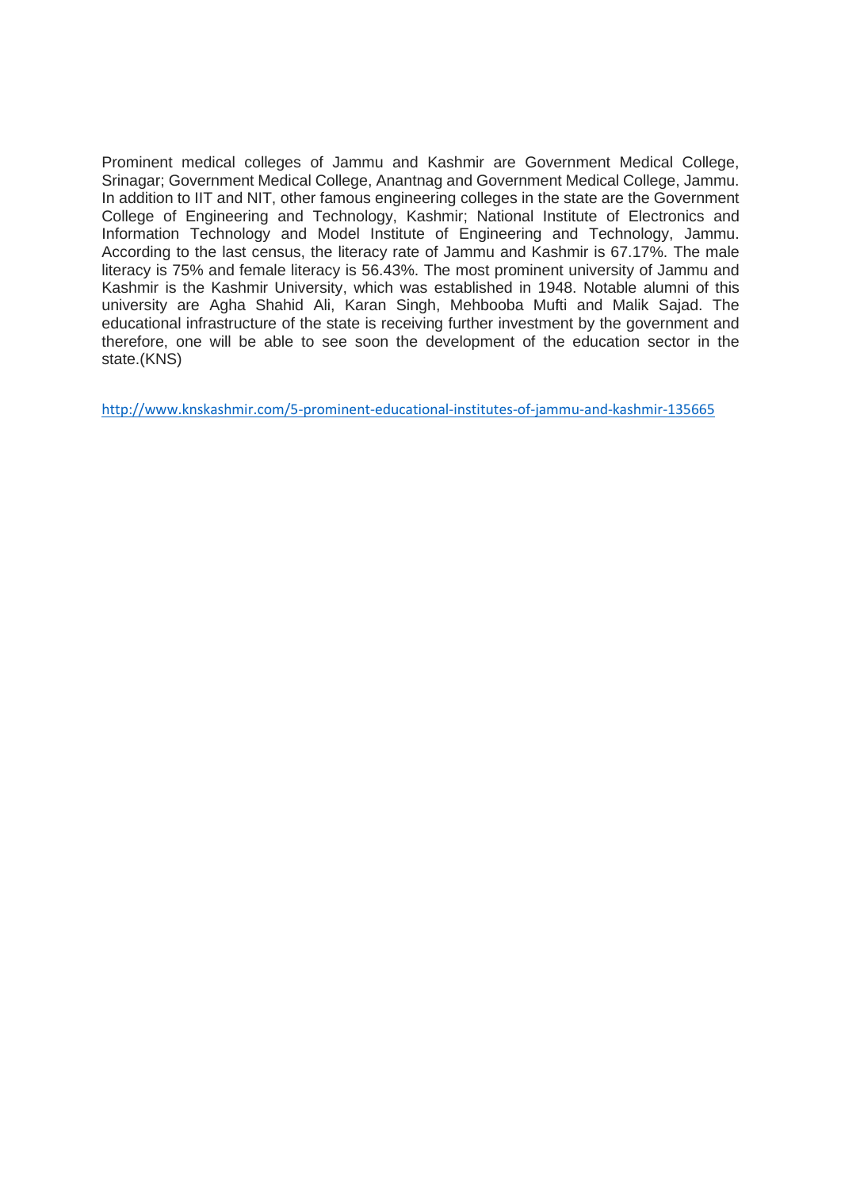Prominent medical colleges of Jammu and Kashmir are Government Medical College, Srinagar; Government Medical College, Anantnag and Government Medical College, Jammu. In addition to IIT and NIT, other famous engineering colleges in the state are the Government College of Engineering and Technology, Kashmir; National Institute of Electronics and Information Technology and Model Institute of Engineering and Technology, Jammu. According to the last census, the literacy rate of Jammu and Kashmir is 67.17%. The male literacy is 75% and female literacy is 56.43%. The most prominent university of Jammu and Kashmir is the Kashmir University, which was established in 1948. Notable alumni of this university are Agha Shahid Ali, Karan Singh, Mehbooba Mufti and Malik Sajad. The educational infrastructure of the state is receiving further investment by the government and therefore, one will be able to see soon the development of the education sector in the state.(KNS)

http://www.knskashmir.com/5-prominent-educational-institutes-of-jammu-and-kashmir-135665